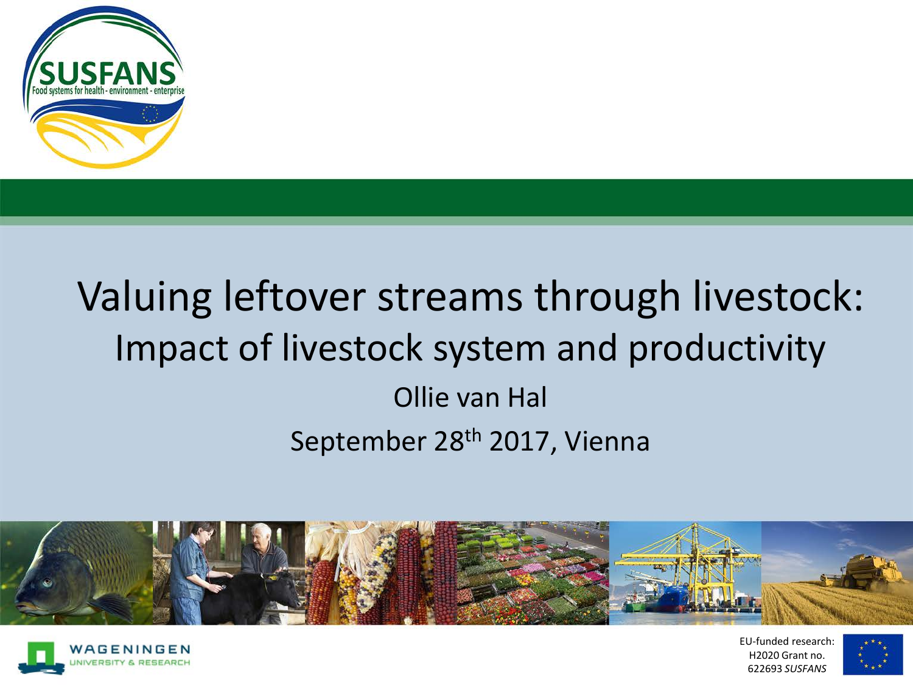# Valuing leftover streams through livestock:

## Impact of livestock system and productivity

Ollie van Hal

September 28th 2017, Vienna

EU-funded research: H2020 Grant no. 622693 *SUSFANS*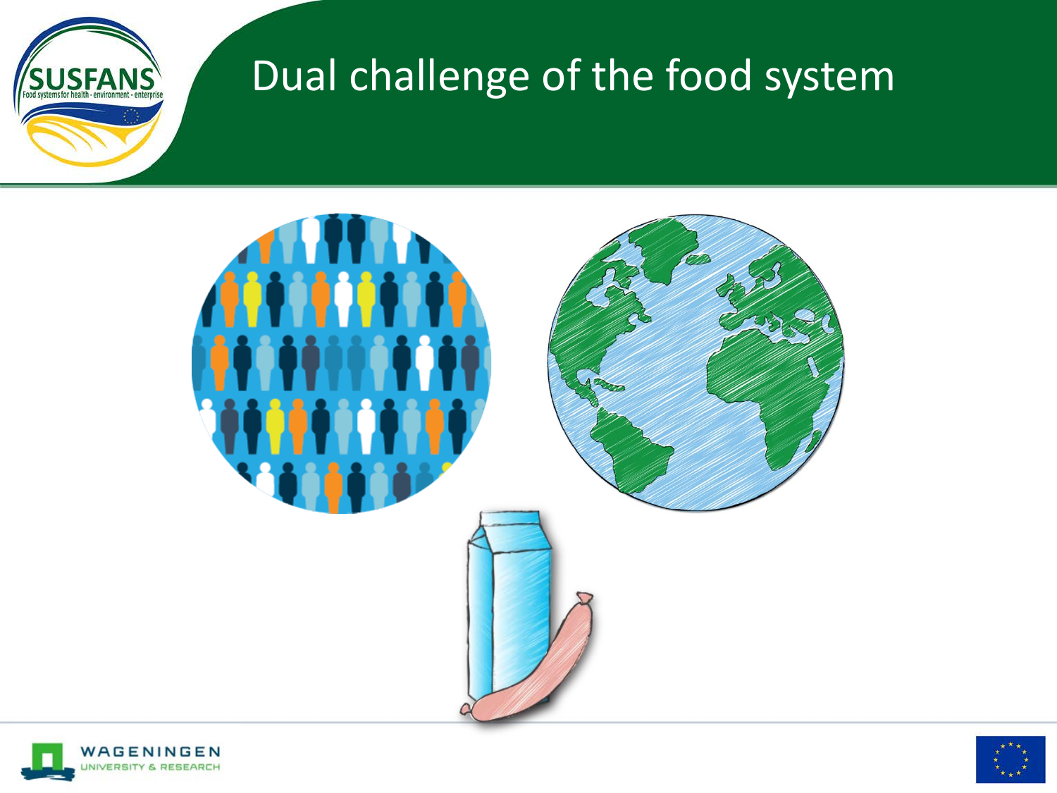# Dual challenge of the food system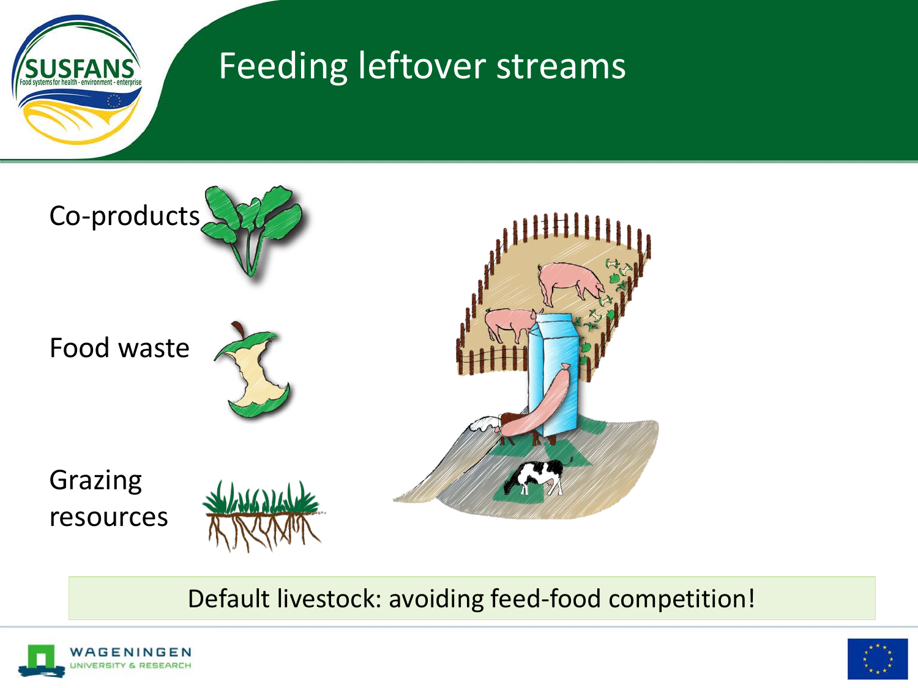# Feeding leftover streams

Co-products

Food waste

Grazing resources

Default livestock: avoiding feed-food competition!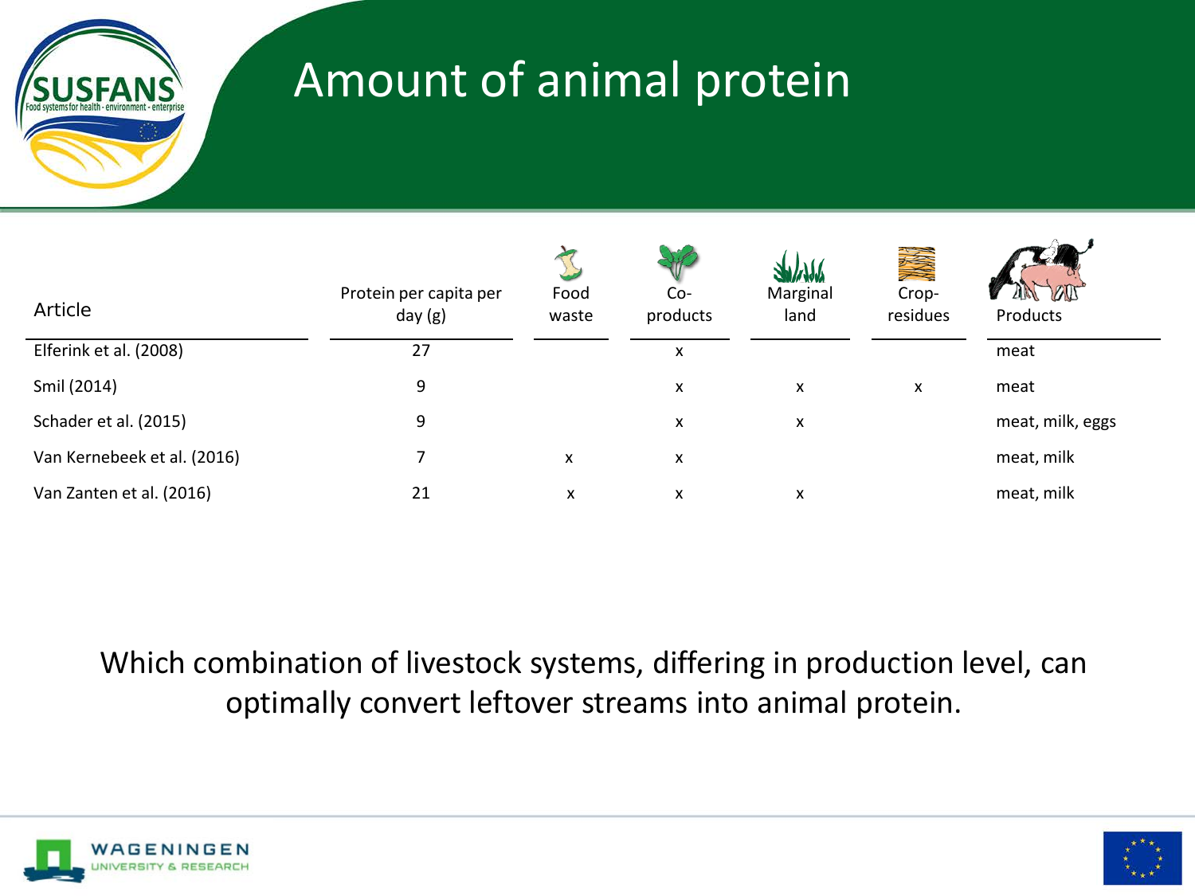# Amount of animal protein

| Article | Protein per capita per day (g) | Food waste | Co-products | Marginal land | Crop-residues | Products |
|---|---|---|---|---|---|---|
| Elferink et al. (2008) | 27 | | x | | | meat |
| Smil (2014) | 9 | | x | x | x | meat |
| Schader et al. (2015) | 9 | | x | x | | meat, milk, eggs |
| Van Kernebeek et al. (2016) | 7 | x | x | | | meat, milk |
| Van Zanten et al. (2016) | 21 | x | x | x | | meat, milk |

Which combination of livestock systems, differing in production level, can optimally convert leftover streams into animal protein.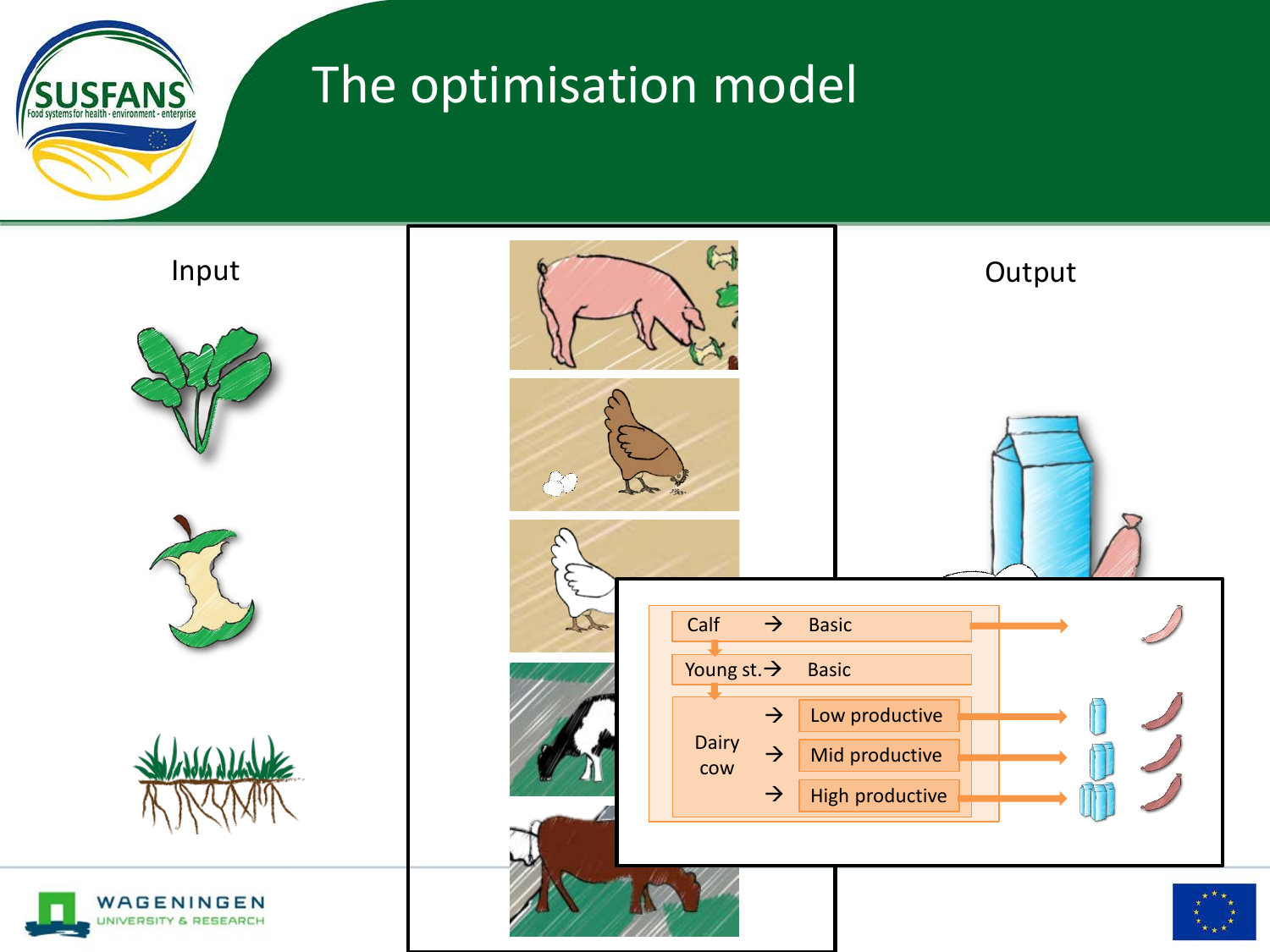# The optimisation model

Input

Output

Calf → Basic

Young st. → Basic

Dairy cow → Low productive

→ Mid productive

→ High productive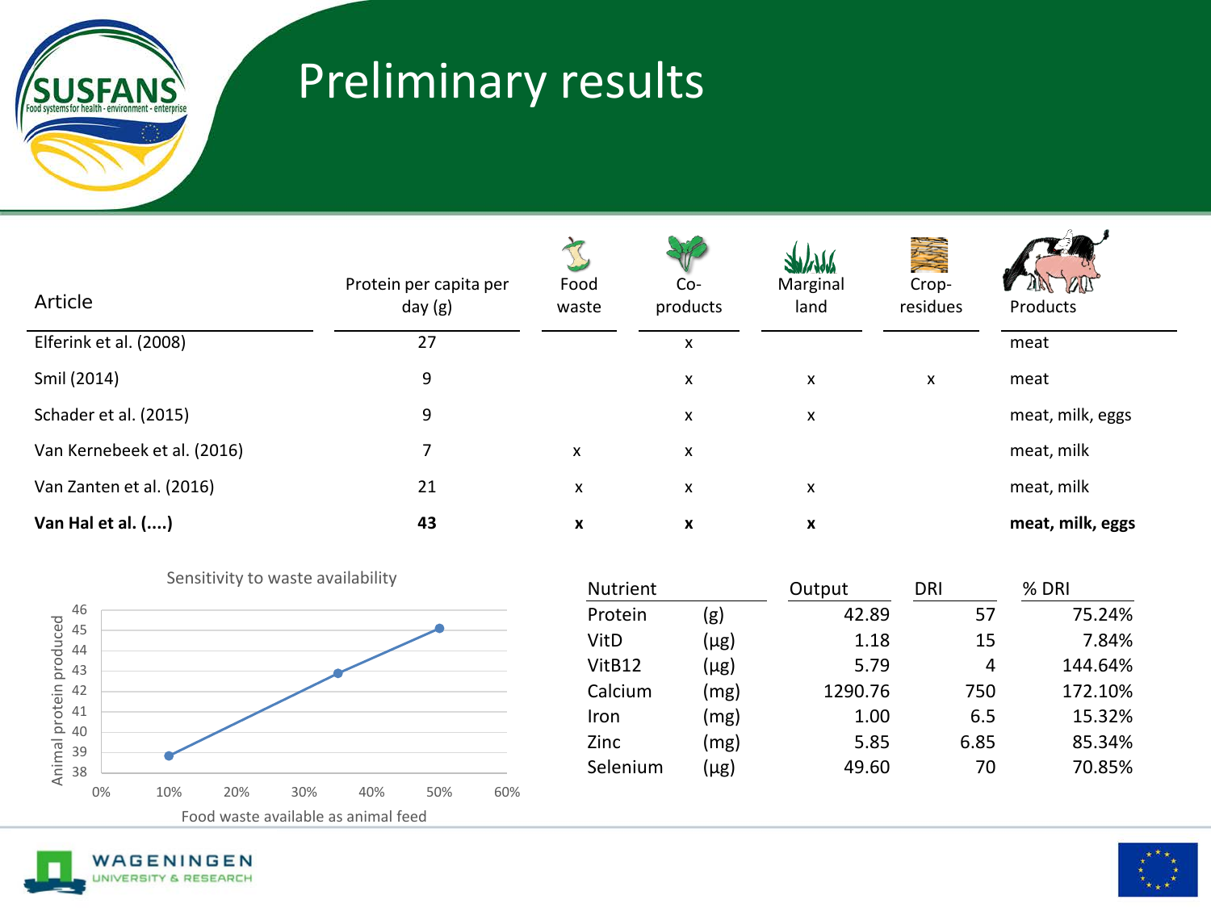# Preliminary results

| Article | Protein per capita per day (g) | Food waste | Co-products | Marginal land | Crop-residues | Products |
|---|---|---|---|---|---|---|
| Elferink et al. (2008) | 27 | | x | | | meat |
| Smil (2014) | 9 | | x | x | x | meat |
| Schader et al. (2015) | 9 | | x | x | | meat, milk, eggs |
| Van Kernebeek et al. (2016) | 7 | x | x | | | meat, milk |
| Van Zanten et al. (2016) | 21 | x | x | x | | meat, milk |
| **Van Hal et al. (....)** | **43** | **x** | **x** | **x** | | **meat, milk, eggs** |

Sensitivity to waste availability

| Food waste available as animal feed | Animal protein produced |
|---|---|
| 10% | ~38.8 |
| 35% | ~42.9 |
| 50% | ~45.1 |

| Nutrient | | Output | DRI | % DRI |
|---|---|---|---|---|
| Protein | (g) | 42.89 | 57 | 75.24% |
| VitD | (µg) | 1.18 | 15 | 7.84% |
| VitB12 | (µg) | 5.79 | 4 | 144.64% |
| Calcium | (mg) | 1290.76 | 750 | 172.10% |
| Iron | (mg) | 1.00 | 6.5 | 15.32% |
| Zinc | (mg) | 5.85 | 6.85 | 85.34% |
| Selenium | (µg) | 49.60 | 70 | 70.85% |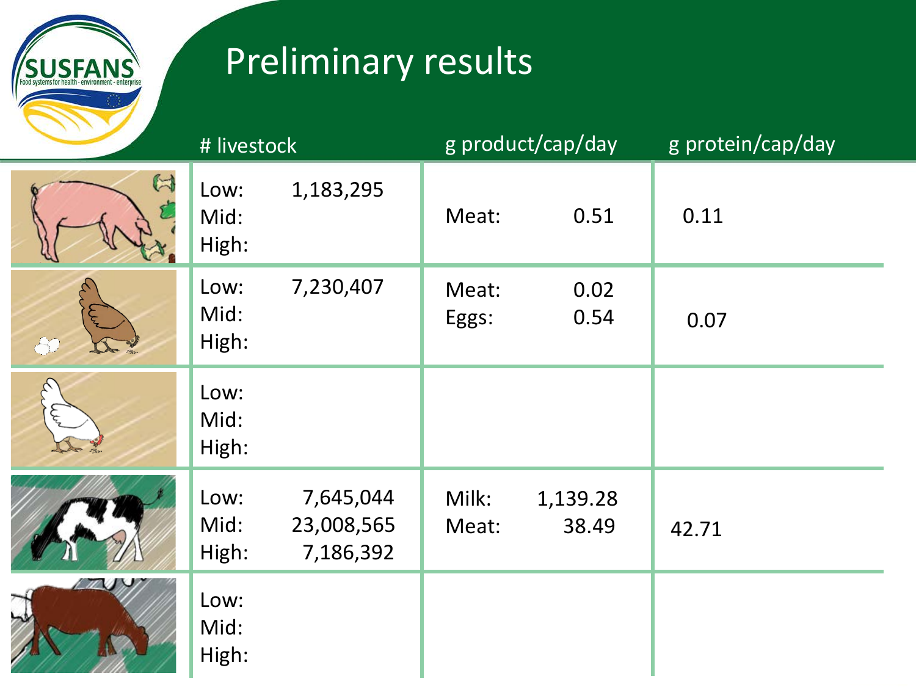# Preliminary results

| | # livestock | | g product/cap/day | | g protein/cap/day |
|---|---|---|---|---|---|
| Pig | Low: | 1,183,295 | Meat: | 0.51 | 0.11 |
| | Mid: | | | | |
| | High: | | | | |
| Brown hen | Low: | 7,230,407 | Meat: | 0.02 | 0.07 |
| | Mid: | | Eggs: | 0.54 | |
| | High: | | | | |
| White hen | Low: | | | | |
| | Mid: | | | | |
| | High: | | | | |
| Dairy cow | Low: | 7,645,044 | Milk: | 1,139.28 | 42.71 |
| | Mid: | 23,008,565 | Meat: | 38.49 | |
| | High: | 7,186,392 | | | |
| Beef cattle | Low: | | | | |
| | Mid: | | | | |
| | High: | | | | |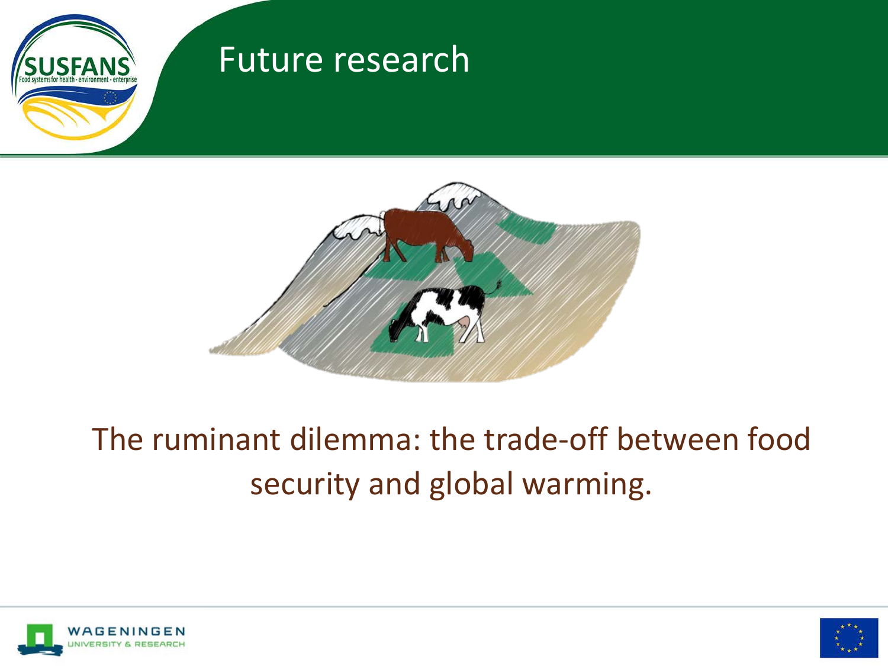# Future research

The ruminant dilemma: the trade-off between food security and global warming.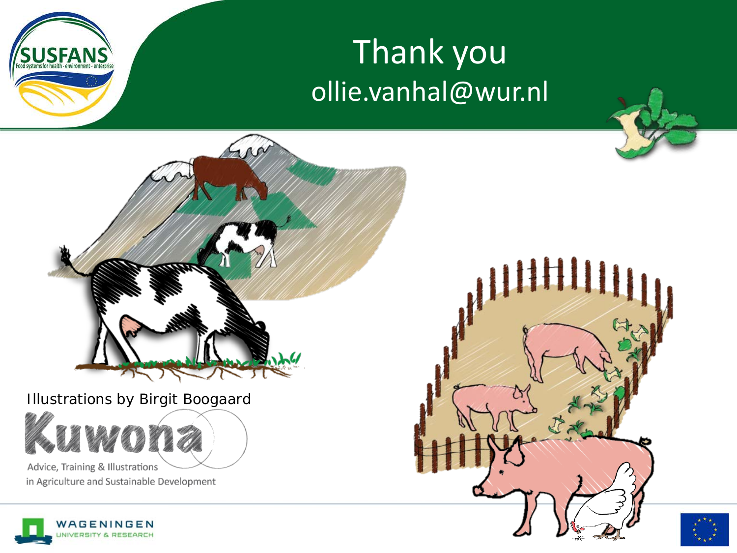# Thank you

ollie.vanhal@wur.nl

Illustrations by Birgit Boogaard

Kuwona

Advice, Training & Illustrations in Agriculture and Sustainable Development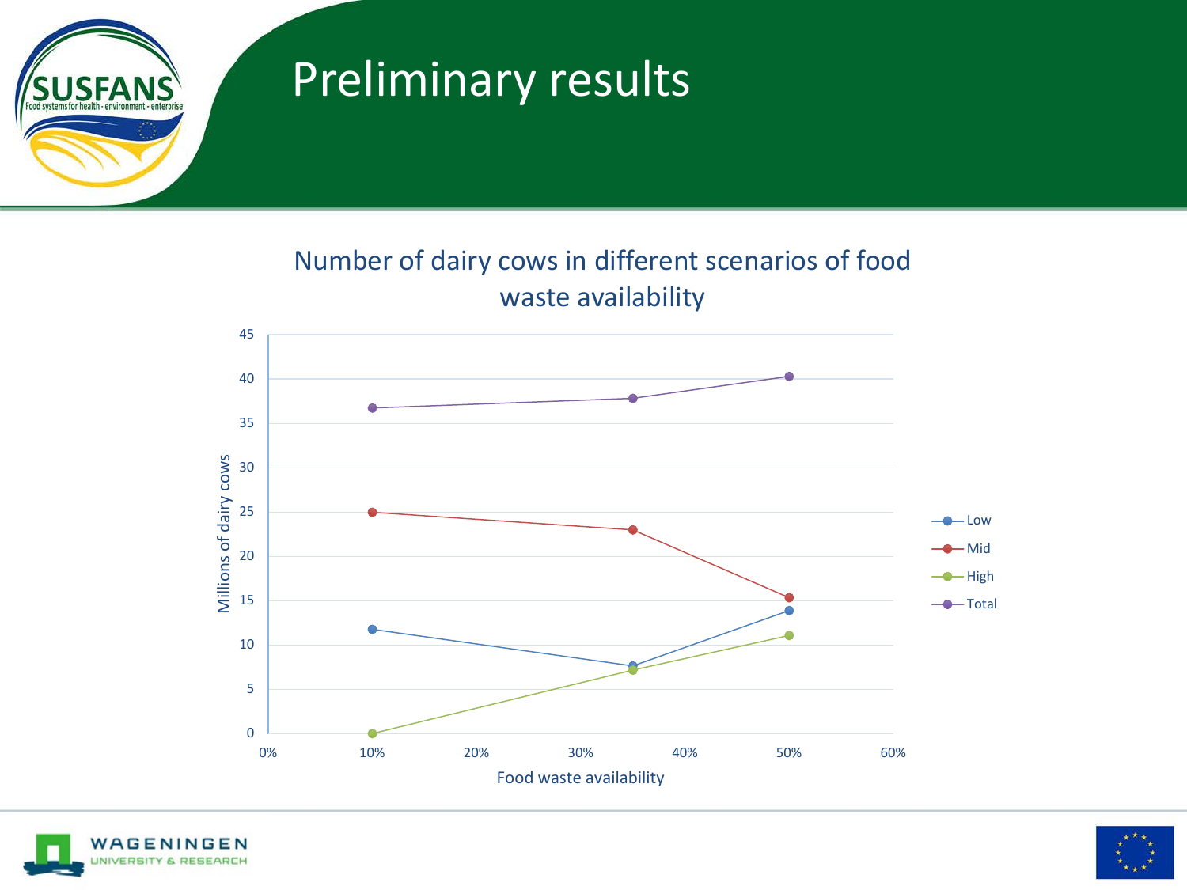# Preliminary results

Number of dairy cows in different scenarios of food waste availability

Millions of dairy cows

45
40
35
30
25
20
15
10
5
0

0%
10%
20%
30%
40%
50%
60%

Food waste availability

Low
Mid
High
Total